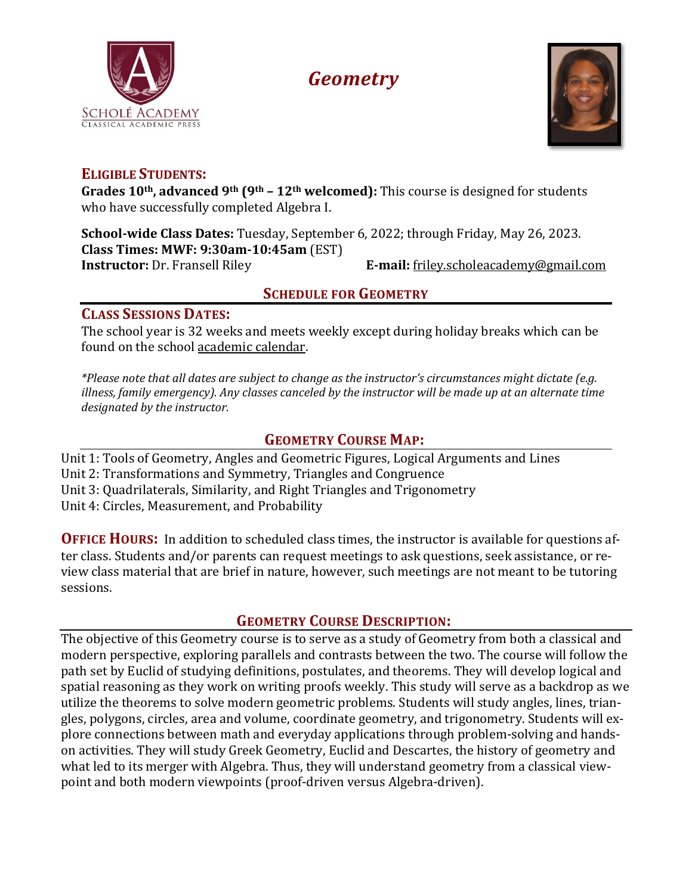# Geometry

## ELIGIBLE STUDENTS:

**Grades 10th, advanced 9th (9th – 12th welcomed):** This course is designed for students who have successfully completed Algebra I.

**School-wide Class Dates:** Tuesday, September 6, 2022; through Friday, May 26, 2023.
**Class Times: MWF: 9:30am-10:45am** (EST)
**Instructor:** Dr. Fransell Riley **E-mail:** friley.scholeacademy@gmail.com

## SCHEDULE FOR GEOMETRY

### CLASS SESSIONS DATES:

The school year is 32 weeks and meets weekly except during holiday breaks which can be found on the school academic calendar.

*\*Please note that all dates are subject to change as the instructor's circumstances might dictate (e.g. illness, family emergency). Any classes canceled by the instructor will be made up at an alternate time designated by the instructor.*

### GEOMETRY COURSE MAP:

Unit 1: Tools of Geometry, Angles and Geometric Figures, Logical Arguments and Lines
Unit 2: Transformations and Symmetry, Triangles and Congruence
Unit 3: Quadrilaterals, Similarity, and Right Triangles and Trigonometry
Unit 4: Circles, Measurement, and Probability

**OFFICE HOURS:** In addition to scheduled class times, the instructor is available for questions after class. Students and/or parents can request meetings to ask questions, seek assistance, or review class material that are brief in nature, however, such meetings are not meant to be tutoring sessions.

### GEOMETRY COURSE DESCRIPTION:

The objective of this Geometry course is to serve as a study of Geometry from both a classical and modern perspective, exploring parallels and contrasts between the two. The course will follow the path set by Euclid of studying definitions, postulates, and theorems. They will develop logical and spatial reasoning as they work on writing proofs weekly. This study will serve as a backdrop as we utilize the theorems to solve modern geometric problems. Students will study angles, lines, triangles, polygons, circles, area and volume, coordinate geometry, and trigonometry. Students will explore connections between math and everyday applications through problem-solving and hands-on activities. They will study Greek Geometry, Euclid and Descartes, the history of geometry and what led to its merger with Algebra. Thus, they will understand geometry from a classical viewpoint and both modern viewpoints (proof-driven versus Algebra-driven).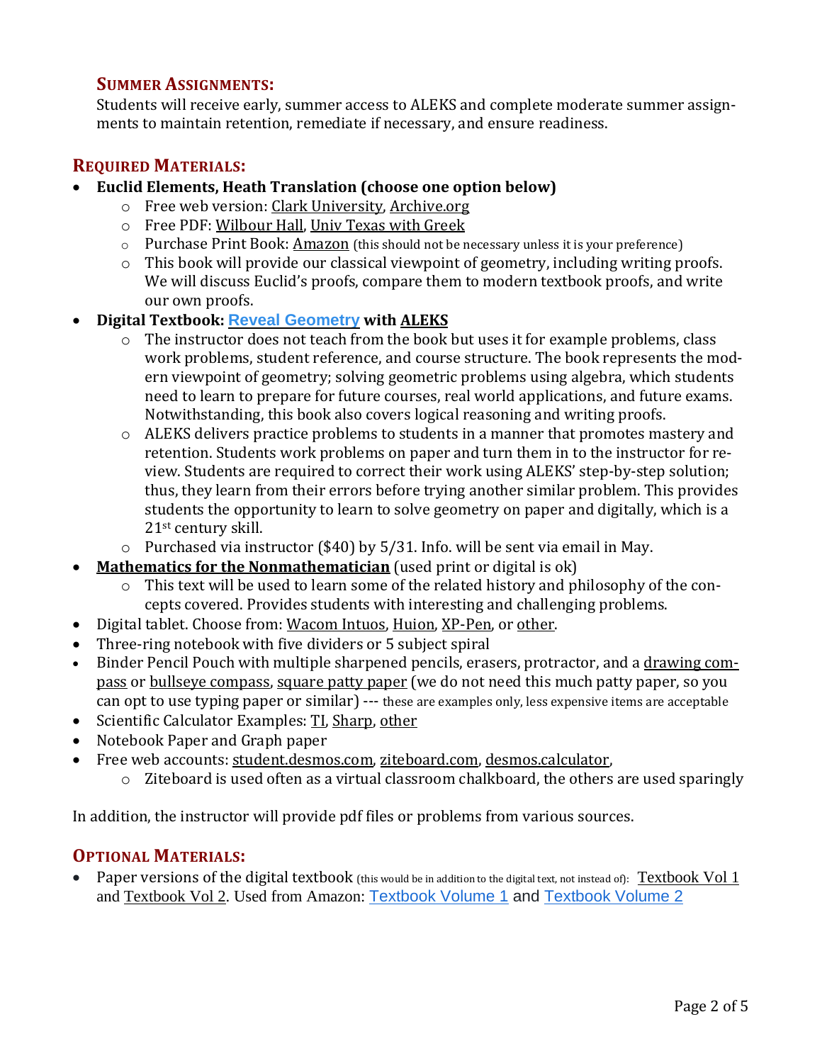## Summer Assignments:

Students will receive early, summer access to ALEKS and complete moderate summer assignments to maintain retention, remediate if necessary, and ensure readiness.

## Required Materials:

- **Euclid Elements, Heath Translation (choose one option below)**
  - Free web version: Clark University, Archive.org
  - Free PDF: Wilbour Hall, Univ Texas with Greek
  - Purchase Print Book: Amazon (this should not be necessary unless it is your preference)
  - This book will provide our classical viewpoint of geometry, including writing proofs. We will discuss Euclid's proofs, compare them to modern textbook proofs, and write our own proofs.
- **Digital Textbook: Reveal Geometry with ALEKS**
  - The instructor does not teach from the book but uses it for example problems, class work problems, student reference, and course structure. The book represents the modern viewpoint of geometry; solving geometric problems using algebra, which students need to learn to prepare for future courses, real world applications, and future exams. Notwithstanding, this book also covers logical reasoning and writing proofs.
  - ALEKS delivers practice problems to students in a manner that promotes mastery and retention. Students work problems on paper and turn them in to the instructor for review. Students are required to correct their work using ALEKS' step-by-step solution; thus, they learn from their errors before trying another similar problem. This provides students the opportunity to learn to solve geometry on paper and digitally, which is a 21st century skill.
  - Purchased via instructor ($40) by 5/31. Info. will be sent via email in May.
- **Mathematics for the Nonmathematician** (used print or digital is ok)
  - This text will be used to learn some of the related history and philosophy of the concepts covered. Provides students with interesting and challenging problems.
- Digital tablet. Choose from: Wacom Intuos, Huion, XP-Pen, or other.
- Three-ring notebook with five dividers or 5 subject spiral
- Binder Pencil Pouch with multiple sharpened pencils, erasers, protractor, and a drawing compass or bullseye compass, square patty paper (we do not need this much patty paper, so you can opt to use typing paper or similar) --- these are examples only, less expensive items are acceptable
- Scientific Calculator Examples: TI, Sharp, other
- Notebook Paper and Graph paper
- Free web accounts: student.desmos.com, ziteboard.com, desmos.calculator,
  - Ziteboard is used often as a virtual classroom chalkboard, the others are used sparingly

In addition, the instructor will provide pdf files or problems from various sources.

## Optional Materials:

- Paper versions of the digital textbook (this would be in addition to the digital text, not instead of): Textbook Vol 1 and Textbook Vol 2. Used from Amazon: Textbook Volume 1 and Textbook Volume 2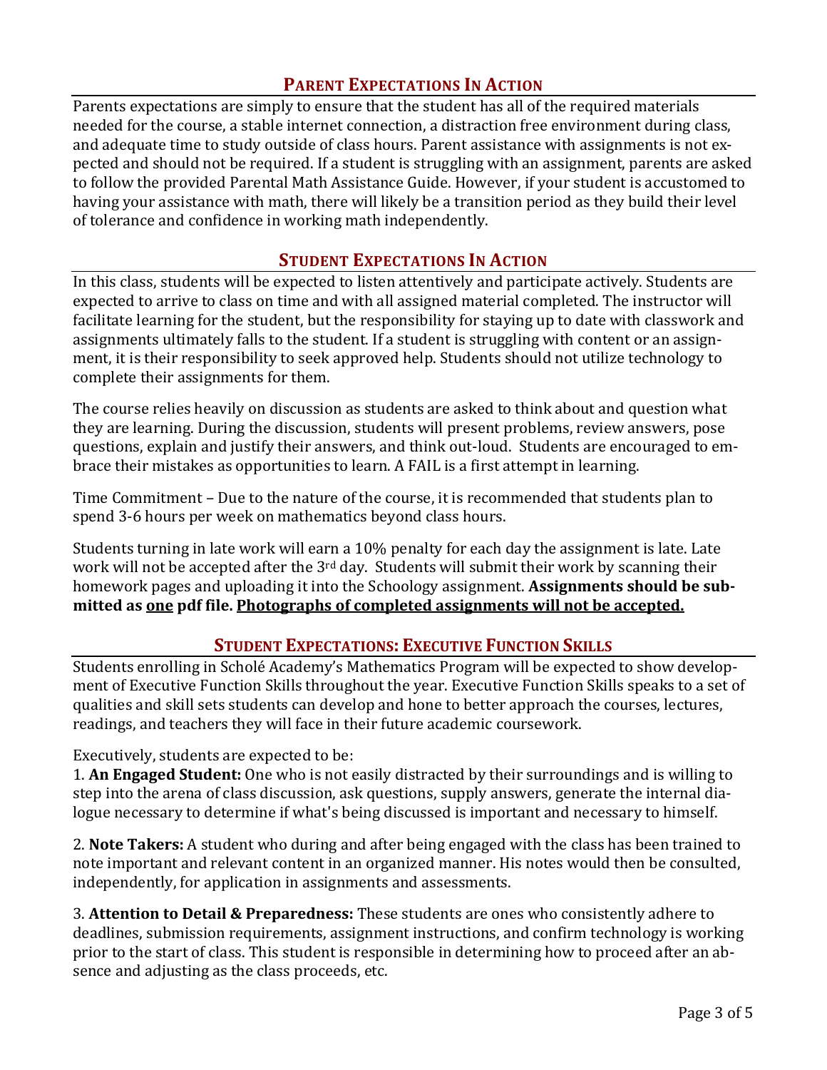## Parent Expectations In Action

Parents expectations are simply to ensure that the student has all of the required materials needed for the course, a stable internet connection, a distraction free environment during class, and adequate time to study outside of class hours. Parent assistance with assignments is not expected and should not be required. If a student is struggling with an assignment, parents are asked to follow the provided Parental Math Assistance Guide. However, if your student is accustomed to having your assistance with math, there will likely be a transition period as they build their level of tolerance and confidence in working math independently.

## Student Expectations In Action

In this class, students will be expected to listen attentively and participate actively. Students are expected to arrive to class on time and with all assigned material completed. The instructor will facilitate learning for the student, but the responsibility for staying up to date with classwork and assignments ultimately falls to the student. If a student is struggling with content or an assignment, it is their responsibility to seek approved help. Students should not utilize technology to complete their assignments for them.

The course relies heavily on discussion as students are asked to think about and question what they are learning. During the discussion, students will present problems, review answers, pose questions, explain and justify their answers, and think out-loud. Students are encouraged to embrace their mistakes as opportunities to learn. A FAIL is a first attempt in learning.

Time Commitment – Due to the nature of the course, it is recommended that students plan to spend 3-6 hours per week on mathematics beyond class hours.

Students turning in late work will earn a 10% penalty for each day the assignment is late. Late work will not be accepted after the 3rd day. Students will submit their work by scanning their homework pages and uploading it into the Schoology assignment. **Assignments should be submitted as <u>one</u> pdf file. <u>Photographs of completed assignments will not be accepted.</u>**

## Student Expectations: Executive Function Skills

Students enrolling in Scholé Academy's Mathematics Program will be expected to show development of Executive Function Skills throughout the year. Executive Function Skills speaks to a set of qualities and skill sets students can develop and hone to better approach the courses, lectures, readings, and teachers they will face in their future academic coursework.

Executively, students are expected to be:

1. **An Engaged Student:** One who is not easily distracted by their surroundings and is willing to step into the arena of class discussion, ask questions, supply answers, generate the internal dialogue necessary to determine if what's being discussed is important and necessary to himself.

2. **Note Takers:** A student who during and after being engaged with the class has been trained to note important and relevant content in an organized manner. His notes would then be consulted, independently, for application in assignments and assessments.

3. **Attention to Detail & Preparedness:** These students are ones who consistently adhere to deadlines, submission requirements, assignment instructions, and confirm technology is working prior to the start of class. This student is responsible in determining how to proceed after an absence and adjusting as the class proceeds, etc.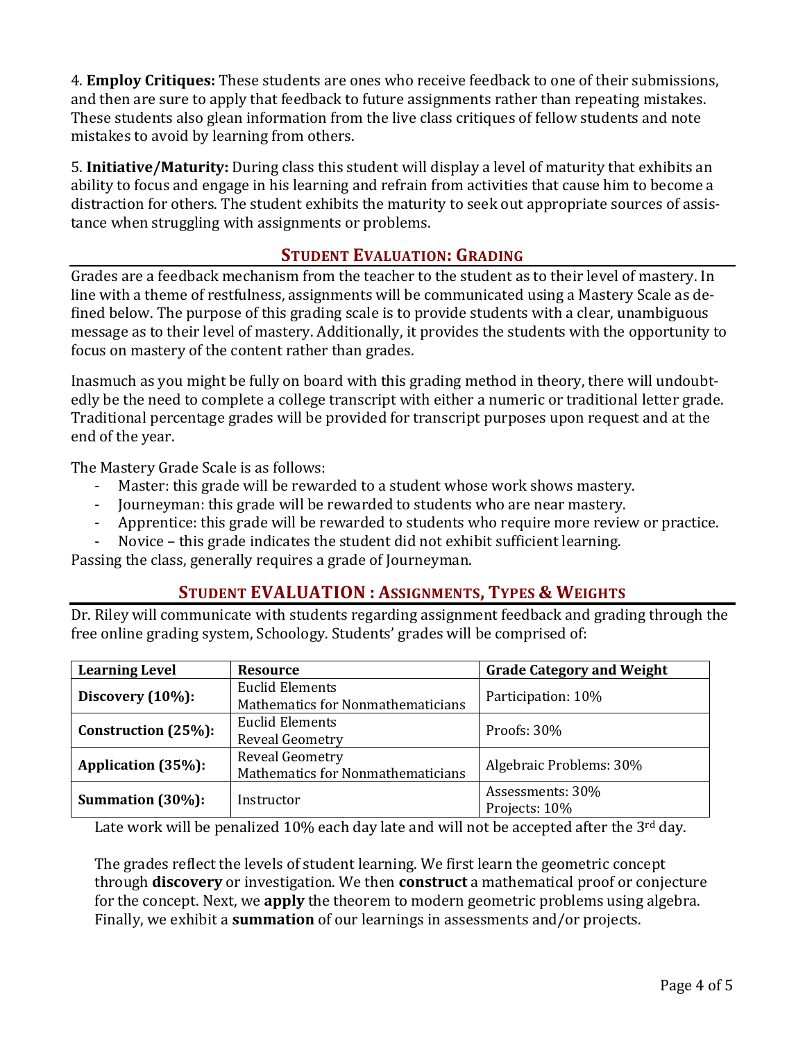4. **Employ Critiques:** These students are ones who receive feedback to one of their submissions, and then are sure to apply that feedback to future assignments rather than repeating mistakes. These students also glean information from the live class critiques of fellow students and note mistakes to avoid by learning from others.

5. **Initiative/Maturity:** During class this student will display a level of maturity that exhibits an ability to focus and engage in his learning and refrain from activities that cause him to become a distraction for others. The student exhibits the maturity to seek out appropriate sources of assistance when struggling with assignments or problems.

## STUDENT EVALUATION: GRADING

Grades are a feedback mechanism from the teacher to the student as to their level of mastery. In line with a theme of restfulness, assignments will be communicated using a Mastery Scale as defined below. The purpose of this grading scale is to provide students with a clear, unambiguous message as to their level of mastery. Additionally, it provides the students with the opportunity to focus on mastery of the content rather than grades.

Inasmuch as you might be fully on board with this grading method in theory, there will undoubtedly be the need to complete a college transcript with either a numeric or traditional letter grade. Traditional percentage grades will be provided for transcript purposes upon request and at the end of the year.

The Mastery Grade Scale is as follows:

- Master: this grade will be rewarded to a student whose work shows mastery.
- Journeyman: this grade will be rewarded to students who are near mastery.
- Apprentice: this grade will be rewarded to students who require more review or practice.
- Novice – this grade indicates the student did not exhibit sufficient learning.

Passing the class, generally requires a grade of Journeyman.

## STUDENT EVALUATION : ASSIGNMENTS, TYPES & WEIGHTS

Dr. Riley will communicate with students regarding assignment feedback and grading through the free online grading system, Schoology. Students' grades will be comprised of:

| Learning Level | Resource | Grade Category and Weight |
|---|---|---|
| **Discovery (10%):** | Euclid Elements<br>Mathematics for Nonmathematicians | Participation: 10% |
| **Construction (25%):** | Euclid Elements<br>Reveal Geometry | Proofs: 30% |
| **Application (35%):** | Reveal Geometry<br>Mathematics for Nonmathematicians | Algebraic Problems: 30% |
| **Summation (30%):** | Instructor | Assessments: 30%<br>Projects: 10% |

Late work will be penalized 10% each day late and will not be accepted after the 3rd day.

The grades reflect the levels of student learning. We first learn the geometric concept through **discovery** or investigation. We then **construct** a mathematical proof or conjecture for the concept. Next, we **apply** the theorem to modern geometric problems using algebra. Finally, we exhibit a **summation** of our learnings in assessments and/or projects.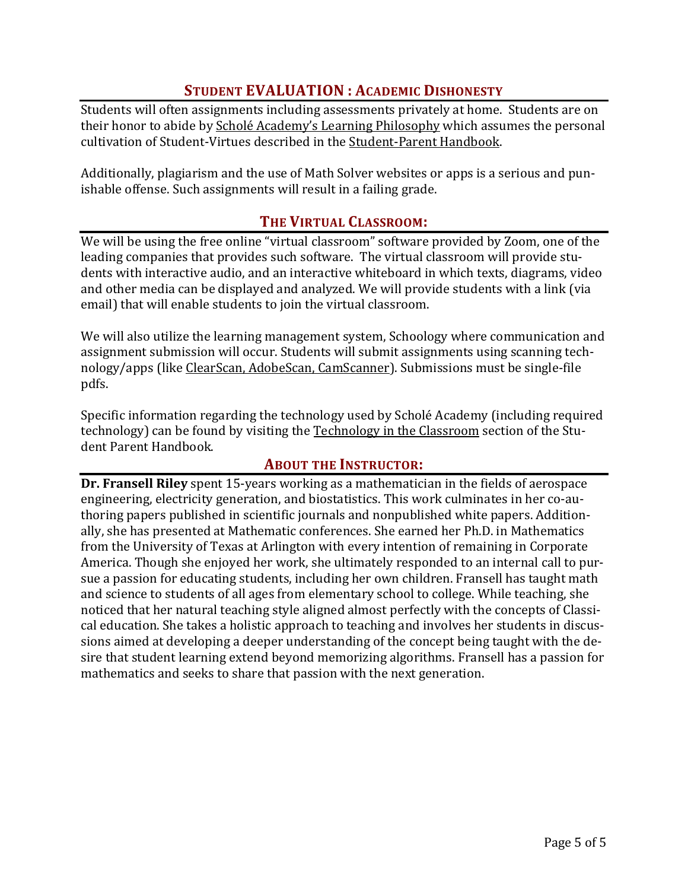## STUDENT EVALUATION : ACADEMIC DISHONESTY

Students will often assignments including assessments privately at home. Students are on their honor to abide by Scholé Academy's Learning Philosophy which assumes the personal cultivation of Student-Virtues described in the Student-Parent Handbook.

Additionally, plagiarism and the use of Math Solver websites or apps is a serious and punishable offense. Such assignments will result in a failing grade.

## THE VIRTUAL CLASSROOM:

We will be using the free online "virtual classroom" software provided by Zoom, one of the leading companies that provides such software. The virtual classroom will provide students with interactive audio, and an interactive whiteboard in which texts, diagrams, video and other media can be displayed and analyzed. We will provide students with a link (via email) that will enable students to join the virtual classroom.

We will also utilize the learning management system, Schoology where communication and assignment submission will occur. Students will submit assignments using scanning technology/apps (like ClearScan, AdobeScan, CamScanner). Submissions must be single-file pdfs.

Specific information regarding the technology used by Scholé Academy (including required technology) can be found by visiting the Technology in the Classroom section of the Student Parent Handbook.

## ABOUT THE INSTRUCTOR:

**Dr. Fransell Riley** spent 15-years working as a mathematician in the fields of aerospace engineering, electricity generation, and biostatistics. This work culminates in her co-authoring papers published in scientific journals and nonpublished white papers. Additionally, she has presented at Mathematic conferences. She earned her Ph.D. in Mathematics from the University of Texas at Arlington with every intention of remaining in Corporate America. Though she enjoyed her work, she ultimately responded to an internal call to pursue a passion for educating students, including her own children. Fransell has taught math and science to students of all ages from elementary school to college. While teaching, she noticed that her natural teaching style aligned almost perfectly with the concepts of Classical education. She takes a holistic approach to teaching and involves her students in discussions aimed at developing a deeper understanding of the concept being taught with the desire that student learning extend beyond memorizing algorithms. Fransell has a passion for mathematics and seeks to share that passion with the next generation.